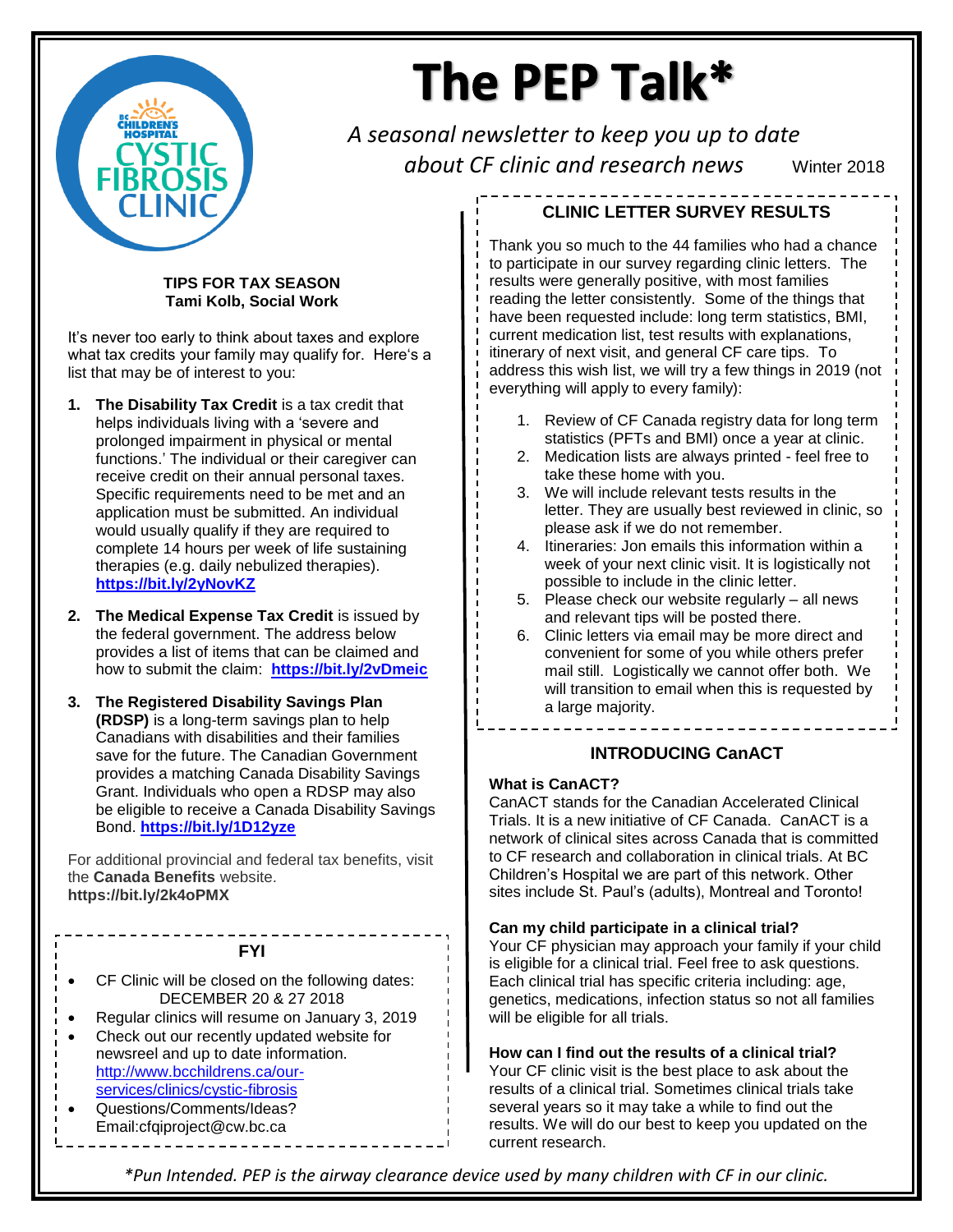# The PEP Talk*

*A seasonal newsletter to keep you up to date about CF clinic and research news*

Winter 2018

## TIPS FOR TAX SEASON

**Tami Kolb, Social Work**

It's never too early to think about taxes and explore what tax credits your family may qualify for. Here's a list that may be of interest to you:

1. **The Disability Tax Credit** is a tax credit that helps individuals living with a 'severe and prolonged impairment in physical or mental functions.' The individual or their caregiver can receive credit on their annual personal taxes. Specific requirements need to be met and an application must be submitted. An individual would usually qualify if they are required to complete 14 hours per week of life sustaining therapies (e.g. daily nebulized therapies). **https://bit.ly/2yNovKZ**

2. **The Medical Expense Tax Credit** is issued by the federal government. The address below provides a list of items that can be claimed and how to submit the claim: **https://bit.ly/2vDmeic**

3. **The Registered Disability Savings Plan (RDSP)** is a long-term savings plan to help Canadians with disabilities and their families save for the future. The Canadian Government provides a matching Canada Disability Savings Grant. Individuals who open a RDSP may also be eligible to receive a Canada Disability Savings Bond. **https://bit.ly/1D12yze**

For additional provincial and federal tax benefits, visit the **Canada Benefits** website. **https://bit.ly/2k4oPMX**

## FYI

- CF Clinic will be closed on the following dates: DECEMBER 20 & 27 2018
- Regular clinics will resume on January 3, 2019
- Check out our recently updated website for newsreel and up to date information. http://www.bcchildrens.ca/our-services/clinics/cystic-fibrosis
- Questions/Comments/Ideas? Email:cfqiproject@cw.bc.ca

## CLINIC LETTER SURVEY RESULTS

Thank you so much to the 44 families who had a chance to participate in our survey regarding clinic letters. The results were generally positive, with most families reading the letter consistently. Some of the things that have been requested include: long term statistics, BMI, current medication list, test results with explanations, itinerary of next visit, and general CF care tips. To address this wish list, we will try a few things in 2019 (not everything will apply to every family):

1. Review of CF Canada registry data for long term statistics (PFTs and BMI) once a year at clinic.
2. Medication lists are always printed - feel free to take these home with you.
3. We will include relevant tests results in the letter. They are usually best reviewed in clinic, so please ask if we do not remember.
4. Itineraries: Jon emails this information within a week of your next clinic visit. It is logistically not possible to include in the clinic letter.
5. Please check our website regularly – all news and relevant tips will be posted there.
6. Clinic letters via email may be more direct and convenient for some of you while others prefer mail still. Logistically we cannot offer both. We will transition to email when this is requested by a large majority.

## INTRODUCING CanACT

**What is CanACT?**

CanACT stands for the Canadian Accelerated Clinical Trials. It is a new initiative of CF Canada. CanACT is a network of clinical sites across Canada that is committed to CF research and collaboration in clinical trials. At BC Children's Hospital we are part of this network. Other sites include St. Paul's (adults), Montreal and Toronto!

**Can my child participate in a clinical trial?**

Your CF physician may approach your family if your child is eligible for a clinical trial. Feel free to ask questions. Each clinical trial has specific criteria including: age, genetics, medications, infection status so not all families will be eligible for all trials.

**How can I find out the results of a clinical trial?**

Your CF clinic visit is the best place to ask about the results of a clinical trial. Sometimes clinical trials take several years so it may take a while to find out the results. We will do our best to keep you updated on the current research.

*\*Pun Intended. PEP is the airway clearance device used by many children with CF in our clinic.*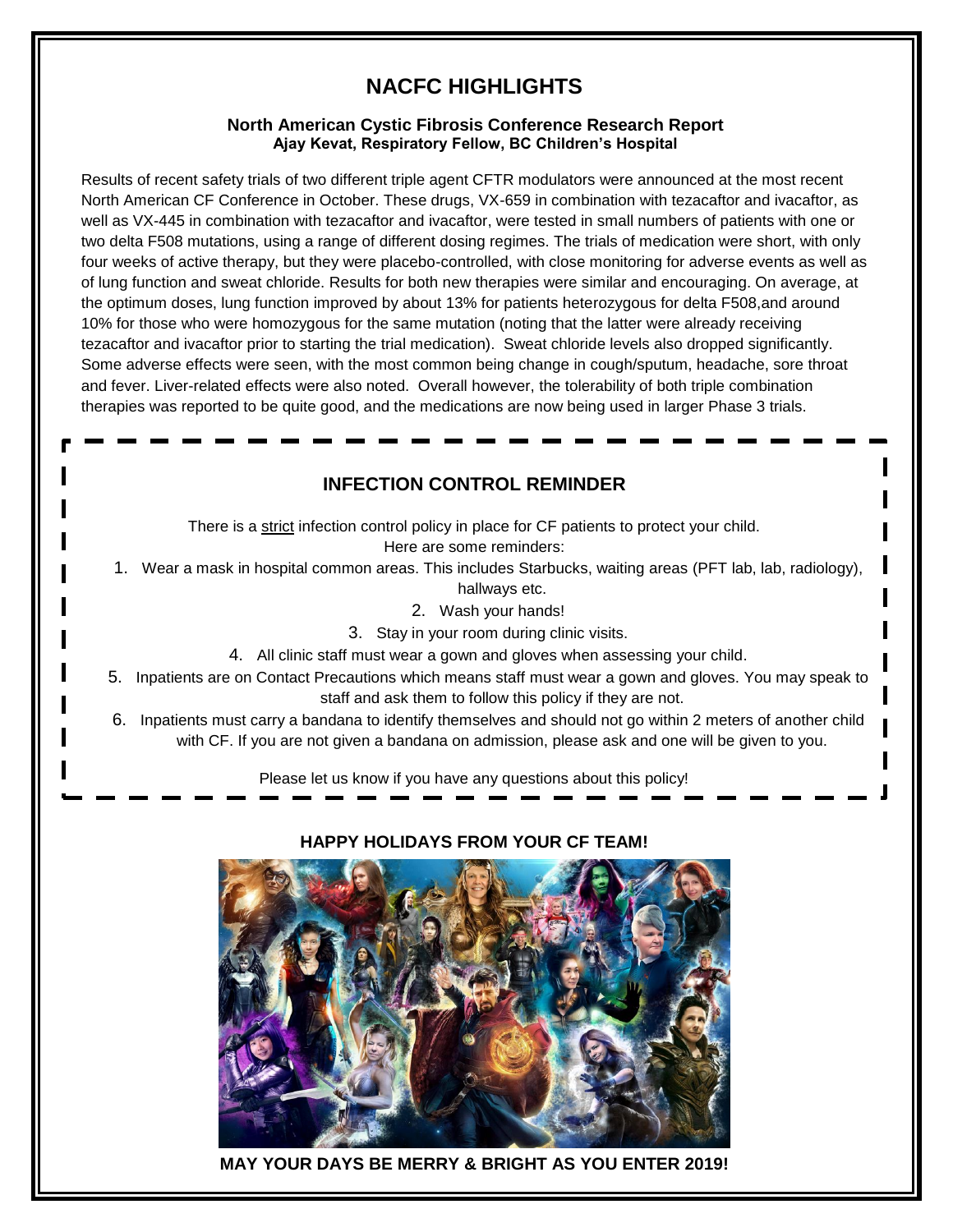# NACFC HIGHLIGHTS

**North American Cystic Fibrosis Conference Research Report**
**Ajay Kevat, Respiratory Fellow, BC Children's Hospital**

Results of recent safety trials of two different triple agent CFTR modulators were announced at the most recent North American CF Conference in October. These drugs, VX-659 in combination with tezacaftor and ivacaftor, as well as VX-445 in combination with tezacaftor and ivacaftor, were tested in small numbers of patients with one or two delta F508 mutations, using a range of different dosing regimes. The trials of medication were short, with only four weeks of active therapy, but they were placebo-controlled, with close monitoring for adverse events as well as of lung function and sweat chloride. Results for both new therapies were similar and encouraging. On average, at the optimum doses, lung function improved by about 13% for patients heterozygous for delta F508,and around 10% for those who were homozygous for the same mutation (noting that the latter were already receiving tezacaftor and ivacaftor prior to starting the trial medication). Sweat chloride levels also dropped significantly. Some adverse effects were seen, with the most common being change in cough/sputum, headache, sore throat and fever. Liver-related effects were also noted. Overall however, the tolerability of both triple combination therapies was reported to be quite good, and the medications are now being used in larger Phase 3 trials.

## INFECTION CONTROL REMINDER

There is a strict infection control policy in place for CF patients to protect your child.
Here are some reminders:

1. Wear a mask in hospital common areas. This includes Starbucks, waiting areas (PFT lab, lab, radiology), hallways etc.
2. Wash your hands!
3. Stay in your room during clinic visits.
4. All clinic staff must wear a gown and gloves when assessing your child.
5. Inpatients are on Contact Precautions which means staff must wear a gown and gloves. You may speak to staff and ask them to follow this policy if they are not.
6. Inpatients must carry a bandana to identify themselves and should not go within 2 meters of another child with CF. If you are not given a bandana on admission, please ask and one will be given to you.

Please let us know if you have any questions about this policy!

**HAPPY HOLIDAYS FROM YOUR CF TEAM!**

**MAY YOUR DAYS BE MERRY & BRIGHT AS YOU ENTER 2019!**